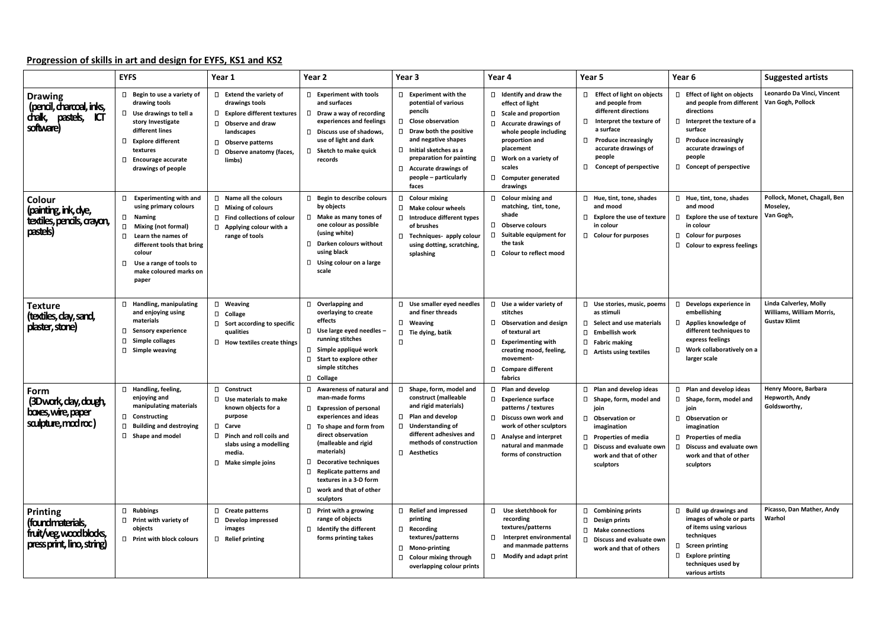## Progression of skills in art and design for EYFS, KS1 and KS2

| | EYFS | Year 1 | Year 2 | Year 3 | Year 4 | Year 5 | Year 6 | Suggested artists |
|---|---|---|---|---|---|---|---|---|
| **Drawing** (pencil, charcoal, inks, chalk, pastels, ICT software) | Begin to use a variety of drawing tools<br>Use drawings to tell a story Investigate different lines<br>Explore different textures<br>Encourage accurate drawings of people | Extend the variety of drawings tools<br>Explore different textures<br>Observe and draw landscapes<br>Observe patterns<br>Observe anatomy (faces, limbs) | Experiment with tools and surfaces<br>Draw a way of recording experiences and feelings<br>Discuss use of shadows, use of light and dark<br>Sketch to make quick records | Experiment with the potential of various pencils<br>Close observation<br>Draw both the positive and negative shapes<br>Initial sketches as a preparation for painting<br>Accurate drawings of people – particularly faces | Identify and draw the effect of light<br>Scale and proportion<br>Accurate drawings of whole people including proportion and placement<br>Work on a variety of scales<br>Computer generated drawings | Effect of light on objects and people from different directions<br>Interpret the texture of a surface<br>Produce increasingly accurate drawings of people<br>Concept of perspective | Effect of light on objects and people from different directions<br>Interpret the texture of a surface<br>Produce increasingly accurate drawings of people<br>Concept of perspective | Leonardo Da Vinci, Vincent Van Gogh, Pollock |
| **Colour** (painting, ink, dye, textiles, pencils, crayon, pastels) | Experimenting with and using primary colours<br>Naming<br>Mixing (not formal)<br>Learn the names of different tools that bring colour<br>Use a range of tools to make coloured marks on paper | Name all the colours<br>Mixing of colours<br>Find collections of colour<br>Applying colour with a range of tools | Begin to describe colours by objects<br>Make as many tones of one colour as possible (using white)<br>Darken colours without using black<br>Using colour on a large scale | Colour mixing<br>Make colour wheels<br>Introduce different types of brushes<br>Techniques- apply colour using dotting, scratching, splashing | Colour mixing and matching, tint, tone, shade<br>Observe colours<br>Suitable equipment for the task<br>Colour to reflect mood | Hue, tint, tone, shades and mood<br>Explore the use of texture in colour<br>Colour for purposes | Hue, tint, tone, shades and mood<br>Explore the use of texture in colour<br>Colour for purposes<br>Colour to express feelings | Pollock, Monet, Chagall, Ben Moseley, Van Gogh, |
| **Texture** (textiles, clay, sand, plaster, stone) | Handling, manipulating and enjoying using materials<br>Sensory experience<br>Simple collages<br>Simple weaving | Weaving<br>Collage<br>Sort according to specific qualities<br>How textiles create things | Overlapping and overlaying to create effects<br>Use large eyed needles – running stitches<br>Simple appliqué work<br>Start to explore other simple stitches<br>Collage | Use smaller eyed needles and finer threads<br>Weaving<br>Tie dying, batik | Use a wider variety of stitches<br>Observation and design of textural art<br>Experimenting with creating mood, feeling, movement-<br>Compare different fabrics | Use stories, music, poems as stimuli<br>Select and use materials<br>Embellish work<br>Fabric making<br>Artists using textiles | Develops experience in embellishing<br>Applies knowledge of different techniques to express feelings<br>Work collaboratively on a larger scale | Linda Calverley, Molly Williams, William Morris, Gustav Klimt |
| **Form** (3D work, clay, dough, boxes, wire, paper sculpture, mod roc) | Handling, feeling, enjoying and manipulating materials<br>Constructing<br>Building and destroying<br>Shape and model | Construct<br>Use materials to make known objects for a purpose<br>Carve<br>Pinch and roll coils and slabs using a modelling media.<br>Make simple joins | Awareness of natural and man-made forms<br>Expression of personal experiences and ideas<br>To shape and form from direct observation (malleable and rigid materials)<br>Decorative techniques<br>Replicate patterns and textures in a 3-D form<br>work and that of other sculptors | Shape, form, model and construct (malleable and rigid materials)<br>Plan and develop<br>Understanding of different adhesives and methods of construction<br>Aesthetics | Plan and develop<br>Experience surface patterns / textures<br>Discuss own work and work of other sculptors<br>Analyse and interpret natural and manmade forms of construction | Plan and develop ideas<br>Shape, form, model and join<br>Observation or imagination<br>Properties of media<br>Discuss and evaluate own work and that of other sculptors | Plan and develop ideas<br>Shape, form, model and join<br>Observation or imagination<br>Properties of media<br>Discuss and evaluate own work and that of other sculptors | Henry Moore, Barbara Hepworth, Andy Goldsworthy, |
| **Printing** (found materials, fruit/veg, wood blocks, press print, lino, string) | Rubbings<br>Print with variety of objects<br>Print with block colours | Create patterns<br>Develop impressed images<br>Relief printing | Print with a growing range of objects<br>Identify the different forms printing takes | Relief and impressed printing<br>Recording textures/patterns<br>Mono-printing<br>Colour mixing through overlapping colour prints | Use sketchbook for recording textures/patterns<br>Interpret environmental and manmade patterns<br>Modify and adapt print | Combining prints<br>Design prints<br>Make connections<br>Discuss and evaluate own work and that of others | Build up drawings and images of whole or parts of items using various techniques<br>Screen printing<br>Explore printing techniques used by various artists | Picasso, Dan Mather, Andy Warhol |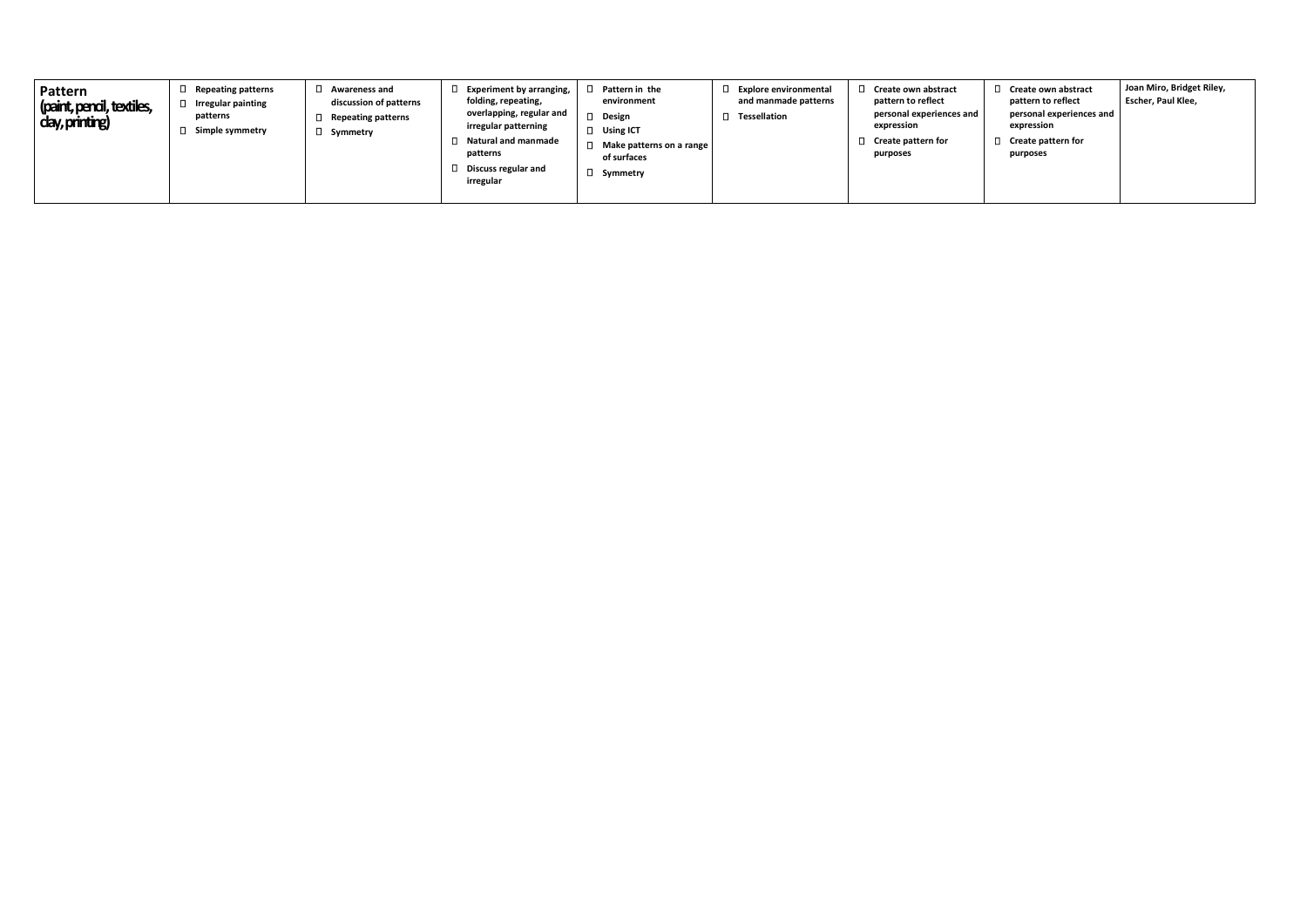| | | | | | | | | |
|---|---|---|---|---|---|---|---|---|
| **Pattern** **(paint, pencil, textiles, clay, printing)** | **Repeating patterns**<br>**Irregular painting patterns**<br>**Simple symmetry** | **Awareness and discussion of patterns**<br>**Repeating patterns**<br>**Symmetry** | **Experiment by arranging, folding, repeating, overlapping, regular and irregular patterning**<br>**Natural and manmade patterns**<br>**Discuss regular and irregular** | **Pattern in the environment**<br>**Design**<br>**Using ICT**<br>**Make patterns on a range of surfaces**<br>**Symmetry** | **Explore environmental and manmade patterns**<br>**Tessellation** | **Create own abstract pattern to reflect personal experiences and expression**<br>**Create pattern for purposes** | **Create own abstract pattern to reflect personal experiences and expression**<br>**Create pattern for purposes** | **Joan Miro, Bridget Riley, Escher, Paul Klee,** |